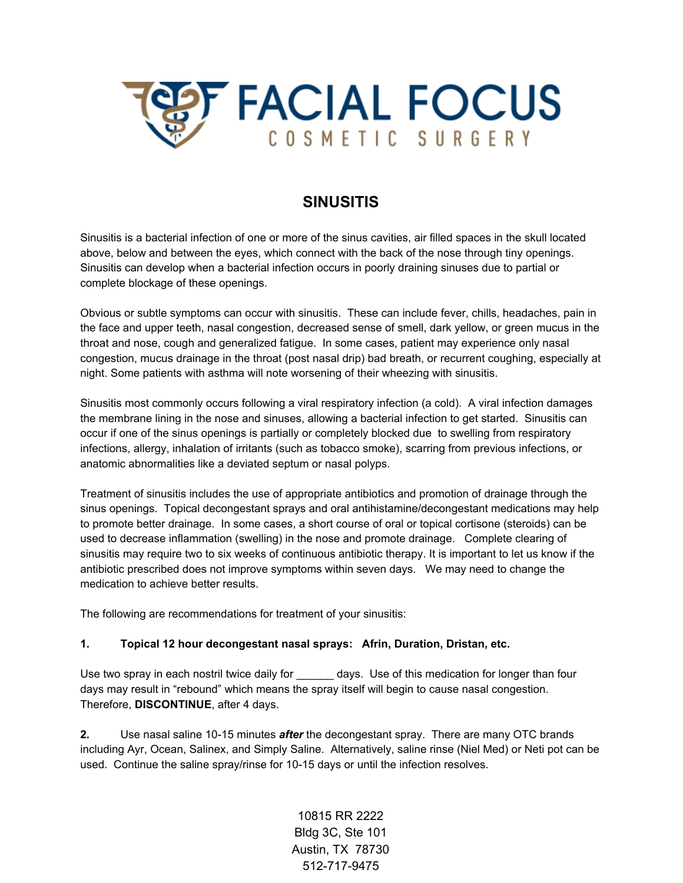# FACIAL FOCUS

COSMETIC SURGERY

## SINUSITIS

Sinusitis is a bacterial infection of one or more of the sinus cavities, air filled spaces in the skull located above, below and between the eyes, which connect with the back of the nose through tiny openings. Sinusitis can develop when a bacterial infection occurs in poorly draining sinuses due to partial or complete blockage of these openings.

Obvious or subtle symptoms can occur with sinusitis. These can include fever, chills, headaches, pain in the face and upper teeth, nasal congestion, decreased sense of smell, dark yellow, or green mucus in the throat and nose, cough and generalized fatigue. In some cases, patient may experience only nasal congestion, mucus drainage in the throat (post nasal drip) bad breath, or recurrent coughing, especially at night. Some patients with asthma will note worsening of their wheezing with sinusitis.

Sinusitis most commonly occurs following a viral respiratory infection (a cold). A viral infection damages the membrane lining in the nose and sinuses, allowing a bacterial infection to get started. Sinusitis can occur if one of the sinus openings is partially or completely blocked due to swelling from respiratory infections, allergy, inhalation of irritants (such as tobacco smoke), scarring from previous infections, or anatomic abnormalities like a deviated septum or nasal polyps.

Treatment of sinusitis includes the use of appropriate antibiotics and promotion of drainage through the sinus openings. Topical decongestant sprays and oral antihistamine/decongestant medications may help to promote better drainage. In some cases, a short course of oral or topical cortisone (steroids) can be used to decrease inflammation (swelling) in the nose and promote drainage. Complete clearing of sinusitis may require two to six weeks of continuous antibiotic therapy. It is important to let us know if the antibiotic prescribed does not improve symptoms within seven days. We may need to change the medication to achieve better results.

The following are recommendations for treatment of your sinusitis:

**1. Topical 12 hour decongestant nasal sprays: Afrin, Duration, Dristan, etc.**

Use two spray in each nostril twice daily for ______ days. Use of this medication for longer than four days may result in "rebound" which means the spray itself will begin to cause nasal congestion. Therefore, **DISCONTINUE**, after 4 days.

**2.** Use nasal saline 10-15 minutes ***after*** the decongestant spray. There are many OTC brands including Ayr, Ocean, Salinex, and Simply Saline. Alternatively, saline rinse (Niel Med) or Neti pot can be used. Continue the saline spray/rinse for 10-15 days or until the infection resolves.

10815 RR 2222
Bldg 3C, Ste 101
Austin, TX 78730
512-717-9475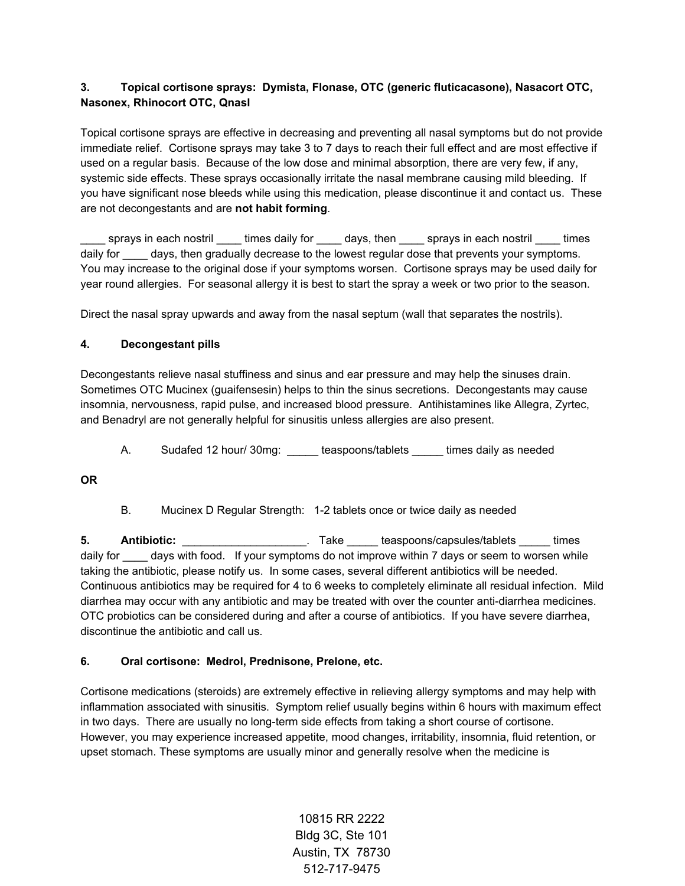### 3. Topical cortisone sprays: Dymista, Flonase, OTC (generic fluticacasone), Nasacort OTC, Nasonex, Rhinocort OTC, Qnasl

Topical cortisone sprays are effective in decreasing and preventing all nasal symptoms but do not provide immediate relief. Cortisone sprays may take 3 to 7 days to reach their full effect and are most effective if used on a regular basis. Because of the low dose and minimal absorption, there are very few, if any, systemic side effects. These sprays occasionally irritate the nasal membrane causing mild bleeding. If you have significant nose bleeds while using this medication, please discontinue it and contact us. These are not decongestants and are **not habit forming**.

____ sprays in each nostril ____ times daily for ____ days, then ____ sprays in each nostril ____ times daily for ____ days, then gradually decrease to the lowest regular dose that prevents your symptoms. You may increase to the original dose if your symptoms worsen. Cortisone sprays may be used daily for year round allergies. For seasonal allergy it is best to start the spray a week or two prior to the season.

Direct the nasal spray upwards and away from the nasal septum (wall that separates the nostrils).

### 4. Decongestant pills

Decongestants relieve nasal stuffiness and sinus and ear pressure and may help the sinuses drain. Sometimes OTC Mucinex (guaifensesin) helps to thin the sinus secretions. Decongestants may cause insomnia, nervousness, rapid pulse, and increased blood pressure. Antihistamines like Allegra, Zyrtec, and Benadryl are not generally helpful for sinusitis unless allergies are also present.

A. Sudafed 12 hour/ 30mg: _____ teaspoons/tablets _____ times daily as needed

**OR**

B. Mucinex D Regular Strength: 1-2 tablets once or twice daily as needed

**5. Antibiotic:** ____________________. Take _____ teaspoons/capsules/tablets _____ times daily for ____ days with food. If your symptoms do not improve within 7 days or seem to worsen while taking the antibiotic, please notify us. In some cases, several different antibiotics will be needed. Continuous antibiotics may be required for 4 to 6 weeks to completely eliminate all residual infection. Mild diarrhea may occur with any antibiotic and may be treated with over the counter anti-diarrhea medicines. OTC probiotics can be considered during and after a course of antibiotics. If you have severe diarrhea, discontinue the antibiotic and call us.

### 6. Oral cortisone: Medrol, Prednisone, Prelone, etc.

Cortisone medications (steroids) are extremely effective in relieving allergy symptoms and may help with inflammation associated with sinusitis. Symptom relief usually begins within 6 hours with maximum effect in two days. There are usually no long-term side effects from taking a short course of cortisone. However, you may experience increased appetite, mood changes, irritability, insomnia, fluid retention, or upset stomach. These symptoms are usually minor and generally resolve when the medicine is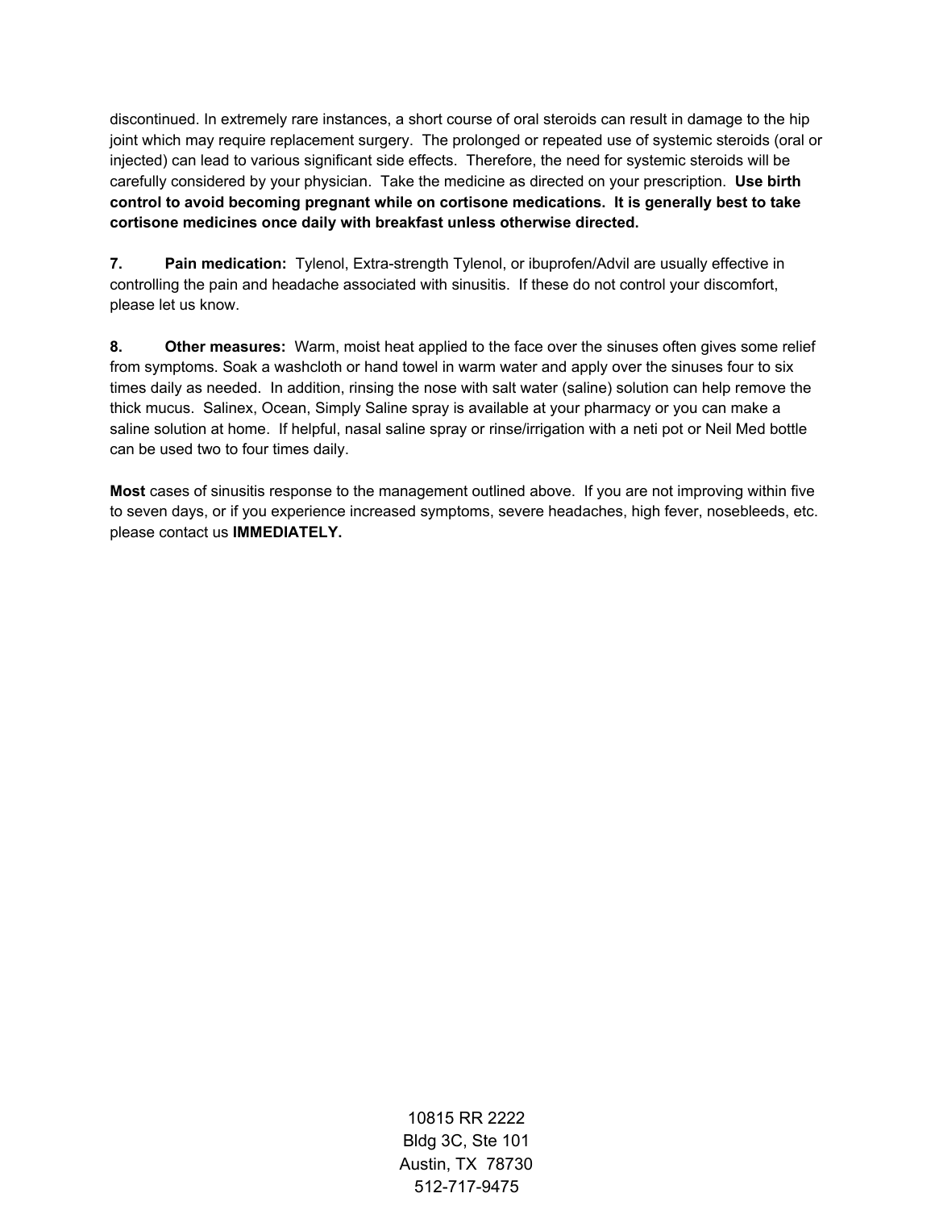discontinued. In extremely rare instances, a short course of oral steroids can result in damage to the hip joint which may require replacement surgery. The prolonged or repeated use of systemic steroids (oral or injected) can lead to various significant side effects. Therefore, the need for systemic steroids will be carefully considered by your physician. Take the medicine as directed on your prescription. **Use birth control to avoid becoming pregnant while on cortisone medications. It is generally best to take cortisone medicines once daily with breakfast unless otherwise directed.**

**7. Pain medication:** Tylenol, Extra-strength Tylenol, or ibuprofen/Advil are usually effective in controlling the pain and headache associated with sinusitis. If these do not control your discomfort, please let us know.

**8. Other measures:** Warm, moist heat applied to the face over the sinuses often gives some relief from symptoms. Soak a washcloth or hand towel in warm water and apply over the sinuses four to six times daily as needed. In addition, rinsing the nose with salt water (saline) solution can help remove the thick mucus. Salinex, Ocean, Simply Saline spray is available at your pharmacy or you can make a saline solution at home. If helpful, nasal saline spray or rinse/irrigation with a neti pot or Neil Med bottle can be used two to four times daily.

**Most** cases of sinusitis response to the management outlined above. If you are not improving within five to seven days, or if you experience increased symptoms, severe headaches, high fever, nosebleeds, etc. please contact us **IMMEDIATELY.**

10815 RR 2222
Bldg 3C, Ste 101
Austin, TX 78730
512-717-9475